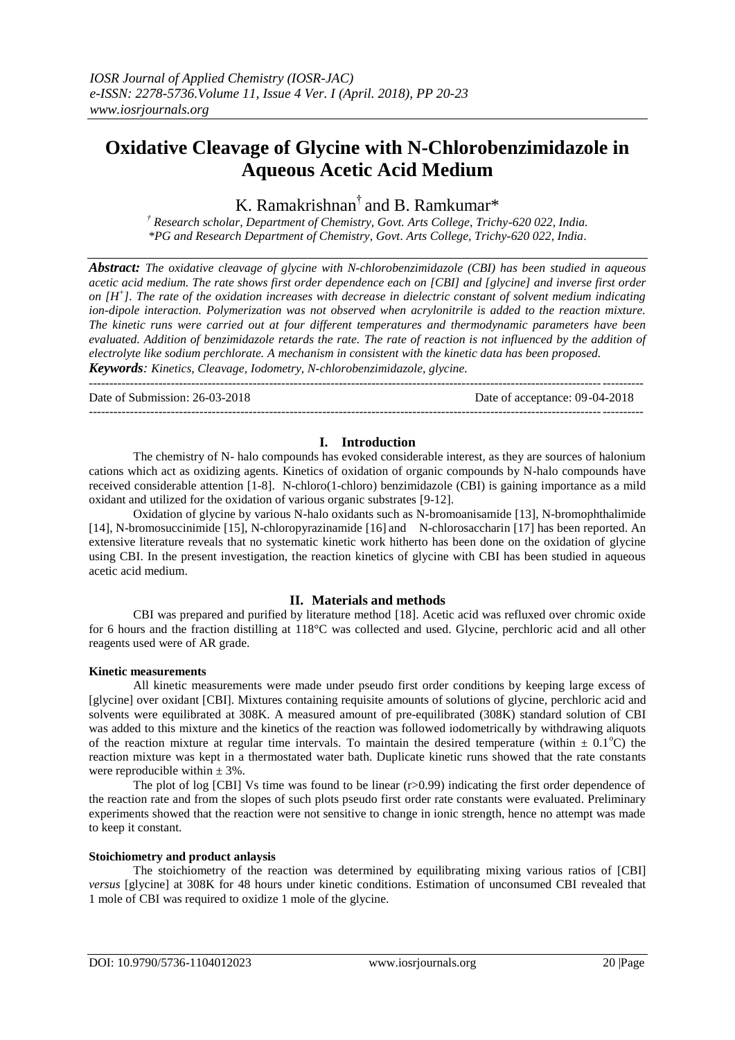# Oxidative Cleavage of Glycine with N-Chlorobenzimidazole in Aqueous Acetic Acid Medium

K. Ramakrishnan[†] and B. Ramkumar*

[†] Research scholar, Department of Chemistry, Govt. Arts College, Trichy-620 022, India.
*PG and Research Department of Chemistry, Govt. Arts College, Trichy-620 022, India.

***Abstract:*** *The oxidative cleavage of glycine with N-chlorobenzimidazole (CBI) has been studied in aqueous acetic acid medium. The rate shows first order dependence each on [CBI] and [glycine] and inverse first order on [$H^+$]. The rate of the oxidation increases with decrease in dielectric constant of solvent medium indicating ion-dipole interaction. Polymerization was not observed when acrylonitrile is added to the reaction mixture. The kinetic runs were carried out at four different temperatures and thermodynamic parameters have been evaluated. Addition of benzimidazole retards the rate. The rate of reaction is not influenced by the addition of electrolyte like sodium perchlorate. A mechanism in consistent with the kinetic data has been proposed.*

***Keywords:*** *Kinetics, Cleavage, Iodometry, N-chlorobenzimidazole, glycine.*

---

Date of Submission: 26-03-2018 Date of acceptance: 09-04-2018

---

## I. Introduction

The chemistry of N- halo compounds has evoked considerable interest, as they are sources of halonium cations which act as oxidizing agents. Kinetics of oxidation of organic compounds by N-halo compounds have received considerable attention [1-8]. N-chloro(1-chloro) benzimidazole (CBI) is gaining importance as a mild oxidant and utilized for the oxidation of various organic substrates [9-12].

Oxidation of glycine by various N-halo oxidants such as N-bromoanisamide [13], N-bromophthalimide [14], N-bromosuccinimide [15], N-chloropyrazinamide [16] and N-chlorosaccharin [17] has been reported. An extensive literature reveals that no systematic kinetic work hitherto has been done on the oxidation of glycine using CBI. In the present investigation, the reaction kinetics of glycine with CBI has been studied in aqueous acetic acid medium.

## II. Materials and methods

CBI was prepared and purified by literature method [18]. Acetic acid was refluxed over chromic oxide for 6 hours and the fraction distilling at 118°C was collected and used. Glycine, perchloric acid and all other reagents used were of AR grade.

### Kinetic measurements

All kinetic measurements were made under pseudo first order conditions by keeping large excess of [glycine] over oxidant [CBI]. Mixtures containing requisite amounts of solutions of glycine, perchloric acid and solvents were equilibrated at 308K. A measured amount of pre-equilibrated (308K) standard solution of CBI was added to this mixture and the kinetics of the reaction was followed iodometrically by withdrawing aliquots of the reaction mixture at regular time intervals. To maintain the desired temperature (within $\pm$ 0.1°C) the reaction mixture was kept in a thermostated water bath. Duplicate kinetic runs showed that the rate constants were reproducible within $\pm$ 3%.

The plot of log [CBI] Vs time was found to be linear (r>0.99) indicating the first order dependence of the reaction rate and from the slopes of such plots pseudo first order rate constants were evaluated. Preliminary experiments showed that the reaction were not sensitive to change in ionic strength, hence no attempt was made to keep it constant.

### Stoichiometry and product anlaysis

The stoichiometry of the reaction was determined by equilibrating mixing various ratios of [CBI] *versus* [glycine] at 308K for 48 hours under kinetic conditions. Estimation of unconsumed CBI revealed that 1 mole of CBI was required to oxidize 1 mole of the glycine.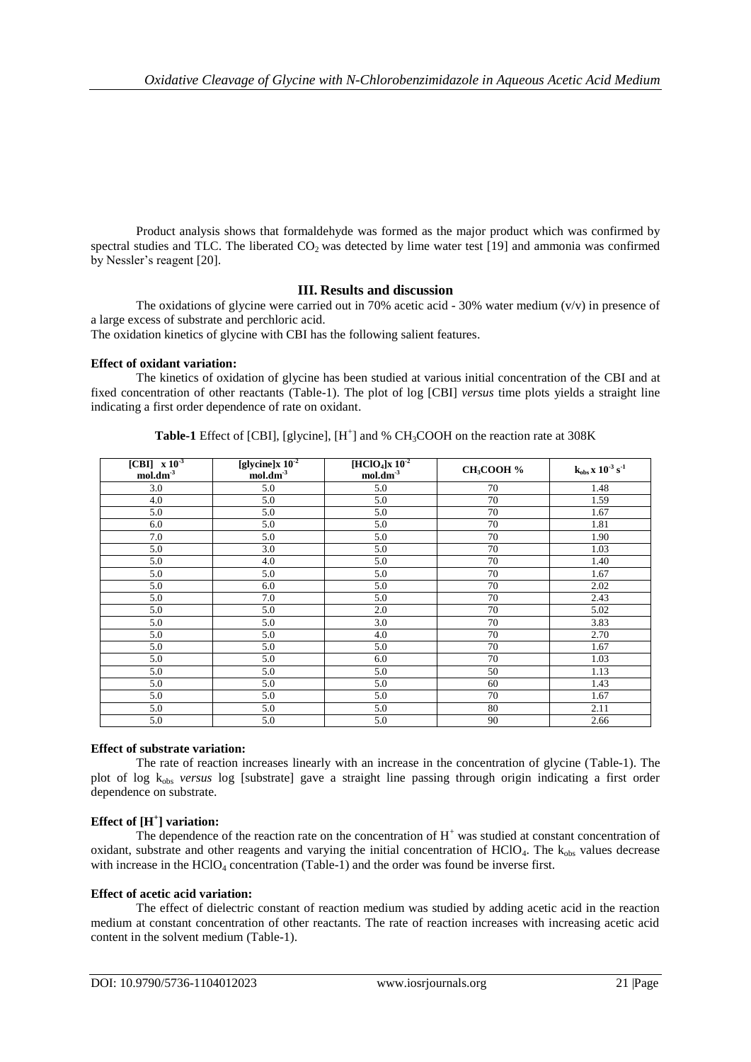Product analysis shows that formaldehyde was formed as the major product which was confirmed by spectral studies and TLC. The liberated $CO_2$ was detected by lime water test [19] and ammonia was confirmed by Nessler's reagent [20].

## III. Results and discussion

The oxidations of glycine were carried out in 70% acetic acid - 30% water medium (v/v) in presence of a large excess of substrate and perchloric acid.

The oxidation kinetics of glycine with CBI has the following salient features.

**Effect of oxidant variation:**

The kinetics of oxidation of glycine has been studied at various initial concentration of the CBI and at fixed concentration of other reactants (Table-1). The plot of log [CBI] *versus* time plots yields a straight line indicating a first order dependence of rate on oxidant.

**Table-1** Effect of [CBI], [glycine], $[H^+]$ and % $CH_3COOH$ on the reaction rate at 308K

| [CBI] $\times 10^{-3}$ mol.dm$^{-3}$ | [glycine]$\times 10^{-2}$ mol.dm$^{-3}$ | [$HClO_4$]$\times 10^{-2}$ mol.dm$^{-3}$ | $CH_3COOH$ % | $k_{obs} \times 10^{-3}$ s$^{-1}$ |
|---|---|---|---|---|
| 3.0 | 5.0 | 5.0 | 70 | 1.48 |
| 4.0 | 5.0 | 5.0 | 70 | 1.59 |
| 5.0 | 5.0 | 5.0 | 70 | 1.67 |
| 6.0 | 5.0 | 5.0 | 70 | 1.81 |
| 7.0 | 5.0 | 5.0 | 70 | 1.90 |
| 5.0 | 3.0 | 5.0 | 70 | 1.03 |
| 5.0 | 4.0 | 5.0 | 70 | 1.40 |
| 5.0 | 5.0 | 5.0 | 70 | 1.67 |
| 5.0 | 6.0 | 5.0 | 70 | 2.02 |
| 5.0 | 7.0 | 5.0 | 70 | 2.43 |
| 5.0 | 5.0 | 2.0 | 70 | 5.02 |
| 5.0 | 5.0 | 3.0 | 70 | 3.83 |
| 5.0 | 5.0 | 4.0 | 70 | 2.70 |
| 5.0 | 5.0 | 5.0 | 70 | 1.67 |
| 5.0 | 5.0 | 6.0 | 70 | 1.03 |
| 5.0 | 5.0 | 5.0 | 50 | 1.13 |
| 5.0 | 5.0 | 5.0 | 60 | 1.43 |
| 5.0 | 5.0 | 5.0 | 70 | 1.67 |
| 5.0 | 5.0 | 5.0 | 80 | 2.11 |
| 5.0 | 5.0 | 5.0 | 90 | 2.66 |

**Effect of substrate variation:**

The rate of reaction increases linearly with an increase in the concentration of glycine (Table-1). The plot of log $k_{obs}$ *versus* log [substrate] gave a straight line passing through origin indicating a first order dependence on substrate.

**Effect of $[H^+]$ variation:**

The dependence of the reaction rate on the concentration of $H^+$ was studied at constant concentration of oxidant, substrate and other reagents and varying the initial concentration of $HClO_4$. The $k_{obs}$ values decrease with increase in the $HClO_4$ concentration (Table-1) and the order was found be inverse first.

**Effect of acetic acid variation:**

The effect of dielectric constant of reaction medium was studied by adding acetic acid in the reaction medium at constant concentration of other reactants. The rate of reaction increases with increasing acetic acid content in the solvent medium (Table-1).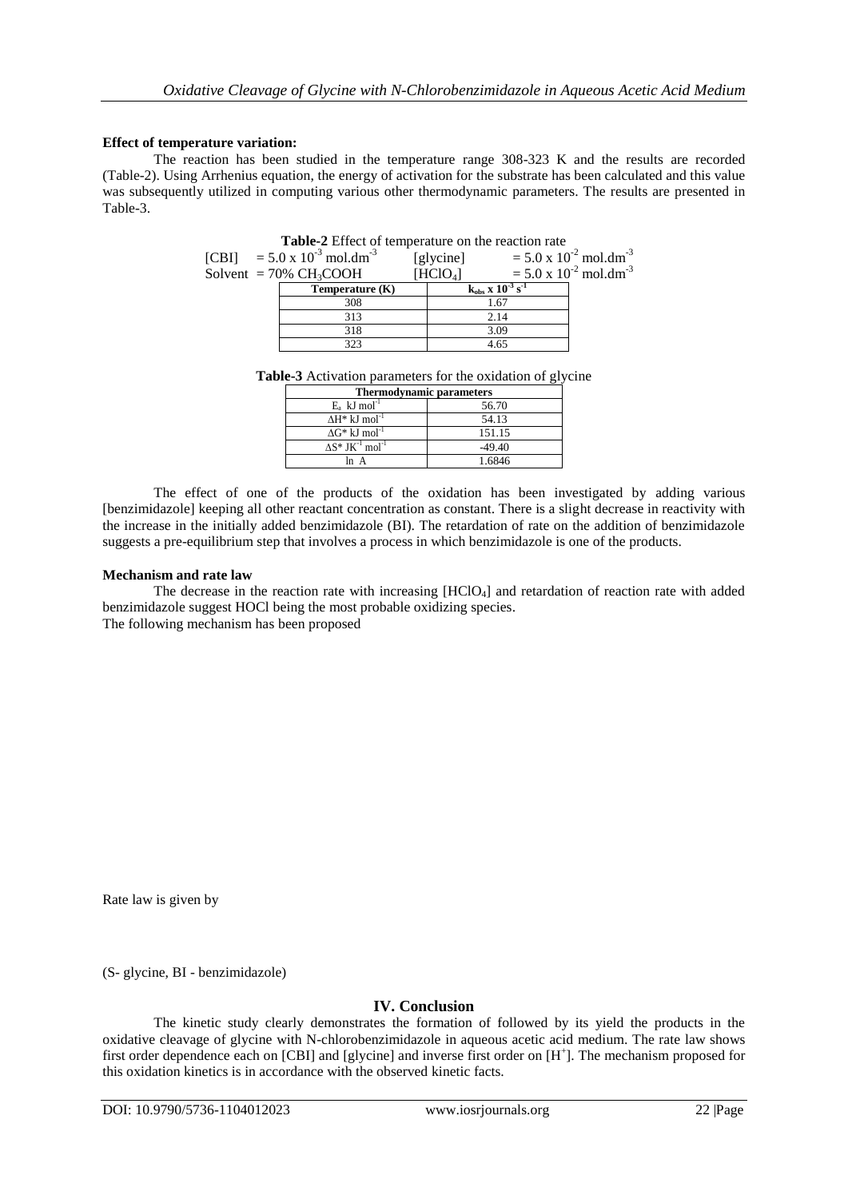**Effect of temperature variation:**

The reaction has been studied in the temperature range 308-323 K and the results are recorded (Table-2). Using Arrhenius equation, the energy of activation for the substrate has been calculated and this value was subsequently utilized in computing various other thermodynamic parameters. The results are presented in Table-3.

**Table-2** Effect of temperature on the reaction rate

[CBI] $= 5.0 \times 10^{-3}$ mol.dm$^{-3}$ [glycine] $= 5.0 \times 10^{-2}$ mol.dm$^{-3}$
Solvent = 70% $CH_3COOH$ [$HClO_4$] $= 5.0 \times 10^{-2}$ mol.dm$^{-3}$

| Temperature (K) | $k_{obs} \times 10^{-3}$ $s^{-1}$ |
|---|---|
| 308 | 1.67 |
| 313 | 2.14 |
| 318 | 3.09 |
| 323 | 4.65 |

**Table-3** Activation parameters for the oxidation of glycine

| Thermodynamic parameters | |
|---|---|
| $E_a$ kJ mol$^{-1}$ | 56.70 |
| $\Delta H^*$ kJ mol$^{-1}$ | 54.13 |
| $\Delta G^*$ kJ mol$^{-1}$ | 151.15 |
| $\Delta S^*$ JK$^{-1}$ mol$^{-1}$ | -49.40 |
| ln A | 1.6846 |

The effect of one of the products of the oxidation has been investigated by adding various [benzimidazole] keeping all other reactant concentration as constant. There is a slight decrease in reactivity with the increase in the initially added benzimidazole (BI). The retardation of rate on the addition of benzimidazole suggests a pre-equilibrium step that involves a process in which benzimidazole is one of the products.

**Mechanism and rate law**

The decrease in the reaction rate with increasing [$HClO_4$] and retardation of reaction rate with added benzimidazole suggest HOCl being the most probable oxidizing species.
The following mechanism has been proposed

Rate law is given by

(S- glycine, BI - benzimidazole)

## IV. Conclusion

The kinetic study clearly demonstrates the formation of followed by its yield the products in the oxidative cleavage of glycine with N-chlorobenzimidazole in aqueous acetic acid medium. The rate law shows first order dependence each on [CBI] and [glycine] and inverse first order on [$H^+$]. The mechanism proposed for this oxidation kinetics is in accordance with the observed kinetic facts.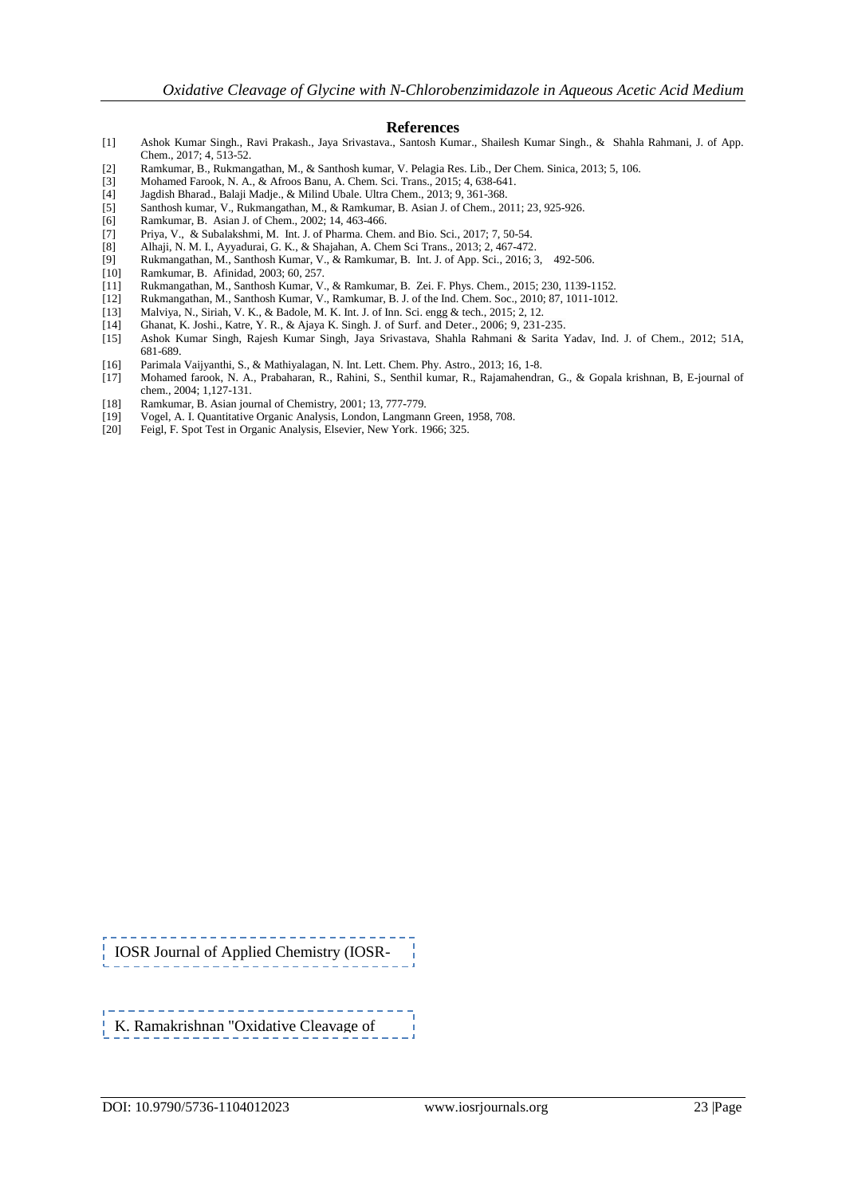## References

[1] Ashok Kumar Singh., Ravi Prakash., Jaya Srivastava., Santosh Kumar., Shailesh Kumar Singh., & Shahla Rahmani, J. of App. Chem., 2017; 4, 513-52.

[2] Ramkumar, B., Rukmangathan, M., & Santhosh kumar, V. Pelagia Res. Lib., Der Chem. Sinica, 2013; 5, 106.

[3] Mohamed Farook, N. A., & Afroos Banu, A. Chem. Sci. Trans., 2015; 4, 638-641.

[4] Jagdish Bharad., Balaji Madje., & Milind Ubale. Ultra Chem., 2013; 9, 361-368.

[5] Santhosh kumar, V., Rukmangathan, M., & Ramkumar, B. Asian J. of Chem., 2011; 23, 925-926.

[6] Ramkumar, B. Asian J. of Chem., 2002; 14, 463-466.

[7] Priya, V., & Subalakshmi, M. Int. J. of Pharma. Chem. and Bio. Sci., 2017; 7, 50-54.

[8] Alhaji, N. M. I., Ayyadurai, G. K., & Shajahan, A. Chem Sci Trans., 2013; 2, 467-472.

[9] Rukmangathan, M., Santhosh Kumar, V., & Ramkumar, B. Int. J. of App. Sci., 2016; 3, 492-506.

[10] Ramkumar, B. Afinidad, 2003; 60, 257.

[11] Rukmangathan, M., Santhosh Kumar, V., & Ramkumar, B. Zei. F. Phys. Chem., 2015; 230, 1139-1152.

[12] Rukmangathan, M., Santhosh Kumar, V., Ramkumar, B. J. of the Ind. Chem. Soc., 2010; 87, 1011-1012.

[13] Malviya, N., Siriah, V. K., & Badole, M. K. Int. J. of Inn. Sci. engg & tech., 2015; 2, 12.

[14] Ghanat, K. Joshi., Katre, Y. R., & Ajaya K. Singh. J. of Surf. and Deter., 2006; 9, 231-235.

[15] Ashok Kumar Singh, Rajesh Kumar Singh, Jaya Srivastava, Shahla Rahmani & Sarita Yadav, Ind. J. of Chem., 2012; 51A, 681-689.

[16] Parimala Vaijyanthi, S., & Mathiyalagan, N. Int. Lett. Chem. Phy. Astro., 2013; 16, 1-8.

[17] Mohamed farook, N. A., Prabaharan, R., Rahini, S., Senthil kumar, R., Rajamahendran, G., & Gopala krishnan, B, E-journal of chem., 2004; 1,127-131.

[18] Ramkumar, B. Asian journal of Chemistry, 2001; 13, 777-779.

[19] Vogel, A. I. Quantitative Organic Analysis, London, Langmann Green, 1958, 708.

[20] Feigl, F. Spot Test in Organic Analysis, Elsevier, New York. 1966; 325.

IOSR Journal of Applied Chemistry (IOSR-

K. Ramakrishnan "Oxidative Cleavage of